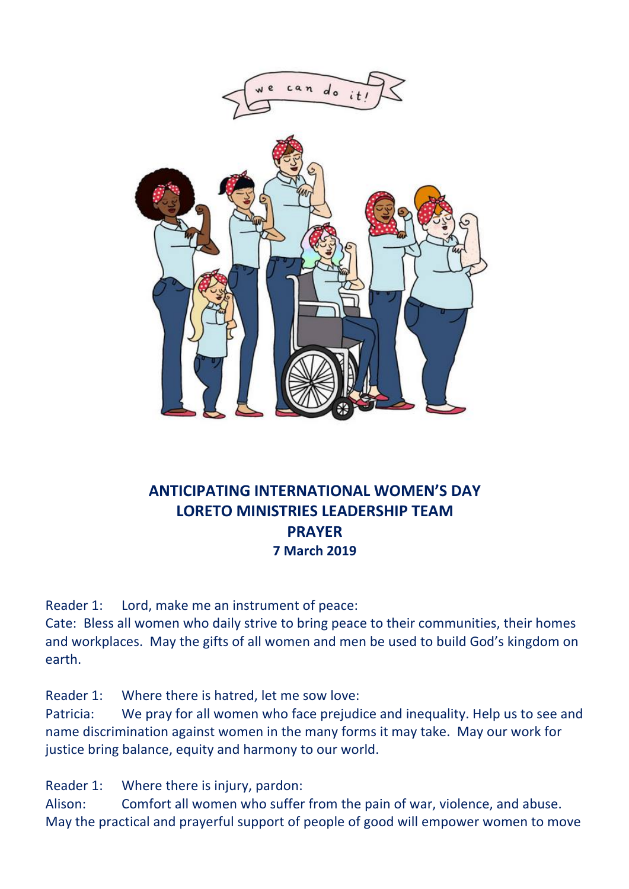# ANTICIPATING INTERNATIONAL WOMEN'S DAY
# LORETO MINISTRIES LEADERSHIP TEAM
# PRAYER
## 7 March 2019

Reader 1: Lord, make me an instrument of peace:
Cate: Bless all women who daily strive to bring peace to their communities, their homes and workplaces. May the gifts of all women and men be used to build God's kingdom on earth.

Reader 1: Where there is hatred, let me sow love:
Patricia: We pray for all women who face prejudice and inequality. Help us to see and name discrimination against women in the many forms it may take. May our work for justice bring balance, equity and harmony to our world.

Reader 1: Where there is injury, pardon:
Alison: Comfort all women who suffer from the pain of war, violence, and abuse. May the practical and prayerful support of people of good will empower women to move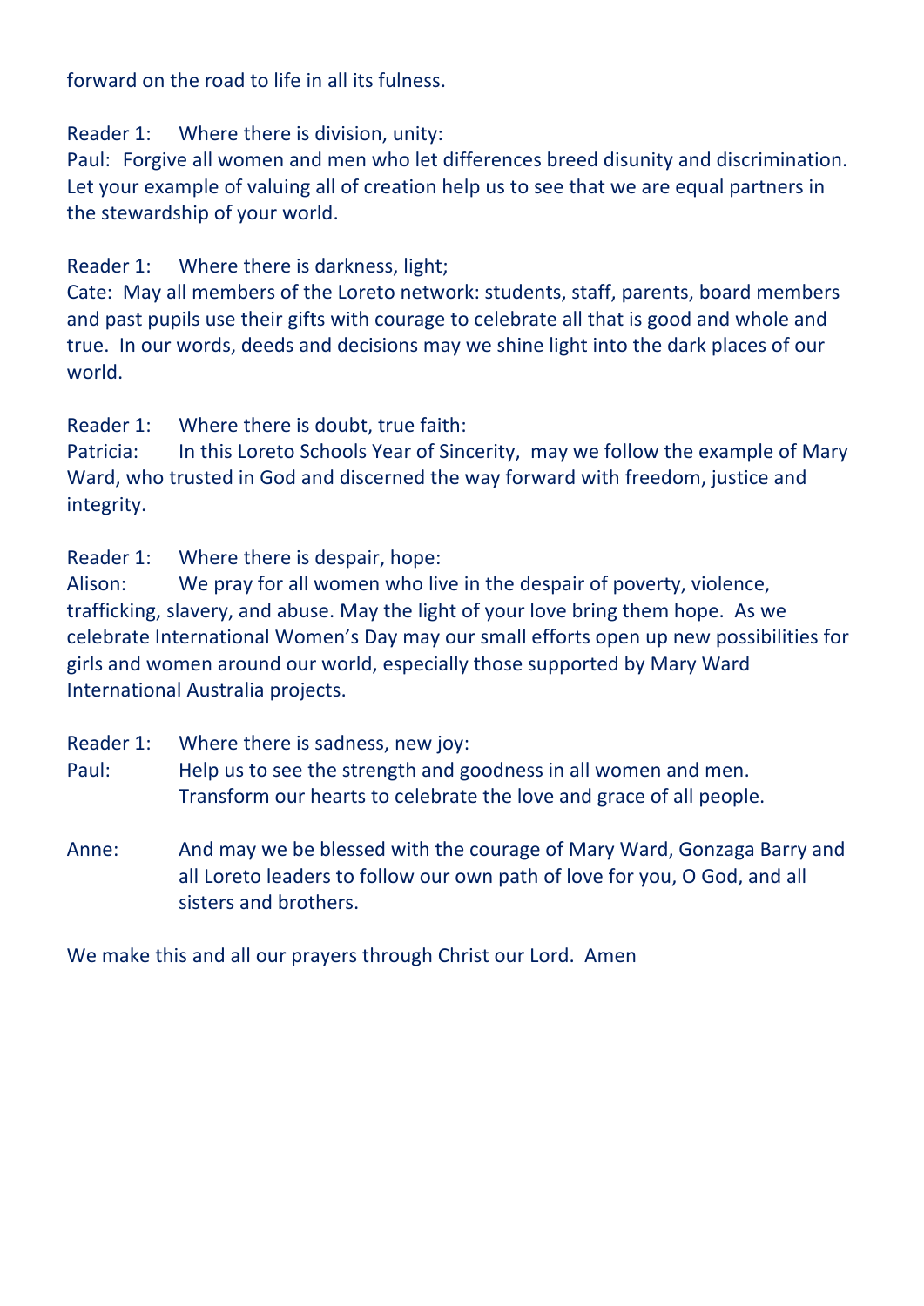forward on the road to life in all its fulness.

Reader 1: Where there is division, unity:
Paul: Forgive all women and men who let differences breed disunity and discrimination. Let your example of valuing all of creation help us to see that we are equal partners in the stewardship of your world.

Reader 1: Where there is darkness, light;
Cate: May all members of the Loreto network: students, staff, parents, board members and past pupils use their gifts with courage to celebrate all that is good and whole and true. In our words, deeds and decisions may we shine light into the dark places of our world.

Reader 1: Where there is doubt, true faith:
Patricia: In this Loreto Schools Year of Sincerity, may we follow the example of Mary Ward, who trusted in God and discerned the way forward with freedom, justice and integrity.

Reader 1: Where there is despair, hope:
Alison: We pray for all women who live in the despair of poverty, violence, trafficking, slavery, and abuse. May the light of your love bring them hope. As we celebrate International Women's Day may our small efforts open up new possibilities for girls and women around our world, especially those supported by Mary Ward International Australia projects.

Reader 1: Where there is sadness, new joy:
Paul: Help us to see the strength and goodness in all women and men. Transform our hearts to celebrate the love and grace of all people.

Anne: And may we be blessed with the courage of Mary Ward, Gonzaga Barry and all Loreto leaders to follow our own path of love for you, O God, and all sisters and brothers.

We make this and all our prayers through Christ our Lord. Amen